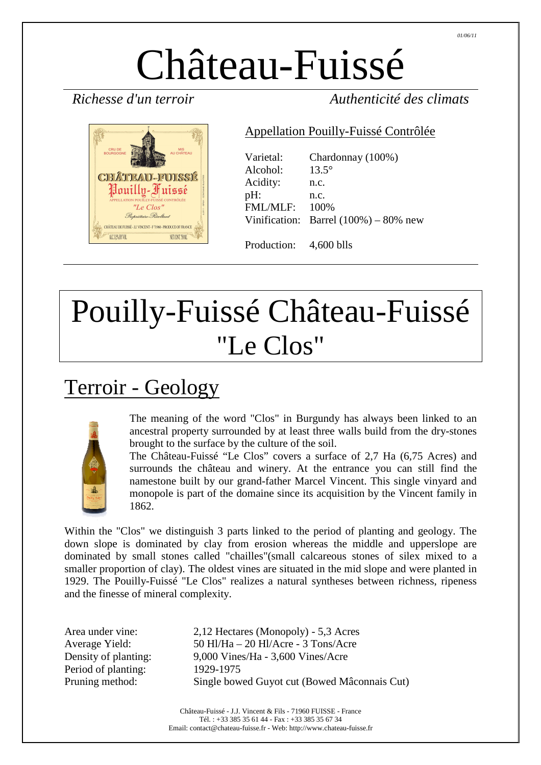01/06/11

# Château-Fuissé

*Richesse d'un terroir* *Authenticité des climats*

## Appellation Pouilly-Fuissé Contrôlée

| | |
|---|---|
| Varietal: | Chardonnay (100%) |
| Alcohol: | 13.5° |
| Acidity: | n.c. |
| pH: | n.c. |
| FML/MLF: | 100% |
| Vinification: | Barrel (100%) – 80% new |
| Production: | 4,600 blls |

# Pouilly-Fuissé Château-Fuissé "Le Clos"

## Terroir - Geology

The meaning of the word "Clos" in Burgundy has always been linked to an ancestral property surrounded by at least three walls build from the dry-stones brought to the surface by the culture of the soil.

The Château-Fuissé "Le Clos" covers a surface of 2,7 Ha (6,75 Acres) and surrounds the château and winery. At the entrance you can still find the namestone built by our grand-father Marcel Vincent. This single vinyard and monopole is part of the domaine since its acquisition by the Vincent family in 1862.

Within the "Clos" we distinguish 3 parts linked to the period of planting and geology. The down slope is dominated by clay from erosion whereas the middle and upperslope are dominated by small stones called "chailles"(small calcareous stones of silex mixed to a smaller proportion of clay). The oldest vines are situated in the mid slope and were planted in 1929. The Pouilly-Fuissé "Le Clos" realizes a natural syntheses between richness, ripeness and the finesse of mineral complexity.

| | |
|---|---|
| Area under vine: | 2,12 Hectares (Monopoly) - 5,3 Acres |
| Average Yield: | 50 Hl/Ha – 20 Hl/Acre - 3 Tons/Acre |
| Density of planting: | 9,000 Vines/Ha - 3,600 Vines/Acre |
| Period of planting: | 1929-1975 |
| Pruning method: | Single bowed Guyot cut (Bowed Mâconnais Cut) |

Château-Fuissé - J.J. Vincent & Fils - 71960 FUISSE - France
Tél. : +33 385 35 61 44 - Fax : +33 385 35 67 34
Email: contact@chateau-fuisse.fr - Web: http://www.chateau-fuisse.fr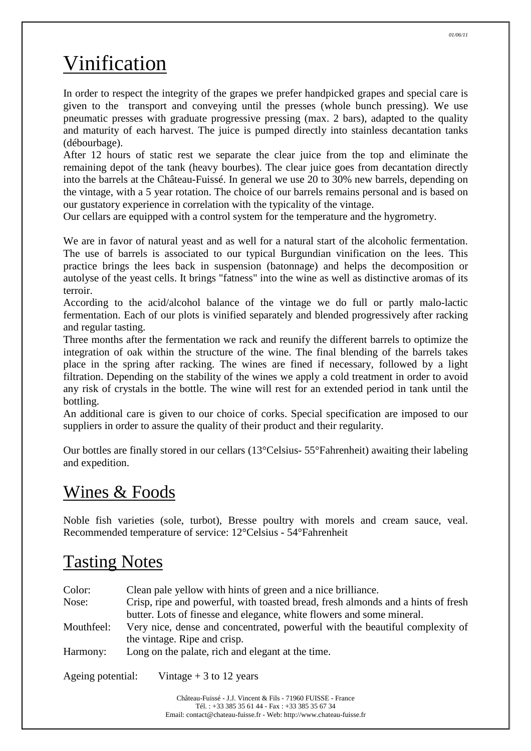# Vinification

In order to respect the integrity of the grapes we prefer handpicked grapes and special care is given to the transport and conveying until the presses (whole bunch pressing). We use pneumatic presses with graduate progressive pressing (max. 2 bars), adapted to the quality and maturity of each harvest. The juice is pumped directly into stainless decantation tanks (débourbage).
After 12 hours of static rest we separate the clear juice from the top and eliminate the remaining depot of the tank (heavy bourbes). The clear juice goes from decantation directly into the barrels at the Château-Fuissé. In general we use 20 to 30% new barrels, depending on the vintage, with a 5 year rotation. The choice of our barrels remains personal and is based on our gustatory experience in correlation with the typicality of the vintage.
Our cellars are equipped with a control system for the temperature and the hygrometry.

We are in favor of natural yeast and as well for a natural start of the alcoholic fermentation. The use of barrels is associated to our typical Burgundian vinification on the lees. This practice brings the lees back in suspension (batonnage) and helps the decomposition or autolyse of the yeast cells. It brings "fatness" into the wine as well as distinctive aromas of its terroir.
According to the acid/alcohol balance of the vintage we do full or partly malo-lactic fermentation. Each of our plots is vinified separately and blended progressively after racking and regular tasting.
Three months after the fermentation we rack and reunify the different barrels to optimize the integration of oak within the structure of the wine. The final blending of the barrels takes place in the spring after racking. The wines are fined if necessary, followed by a light filtration. Depending on the stability of the wines we apply a cold treatment in order to avoid any risk of crystals in the bottle. The wine will rest for an extended period in tank until the bottling.
An additional care is given to our choice of corks. Special specification are imposed to our suppliers in order to assure the quality of their product and their regularity.

Our bottles are finally stored in our cellars (13°Celsius- 55°Fahrenheit) awaiting their labeling and expedition.

# Wines & Foods

Noble fish varieties (sole, turbot), Bresse poultry with morels and cream sauce, veal.
Recommended temperature of service: 12°Celsius - 54°Fahrenheit

# Tasting Notes

| | |
|---|---|
| Color: | Clean pale yellow with hints of green and a nice brilliance. |
| Nose: | Crisp, ripe and powerful, with toasted bread, fresh almonds and a hints of fresh butter. Lots of finesse and elegance, white flowers and some mineral. |
| Mouthfeel: | Very nice, dense and concentrated, powerful with the beautiful complexity of the vintage. Ripe and crisp. |
| Harmony: | Long on the palate, rich and elegant at the time. |

Ageing potential: Vintage + 3 to 12 years

Château-Fuissé - J.J. Vincent & Fils - 71960 FUISSE - France
Tél. : +33 385 35 61 44 - Fax : +33 385 35 67 34
Email: contact@chateau-fuisse.fr - Web: http://www.chateau-fuisse.fr